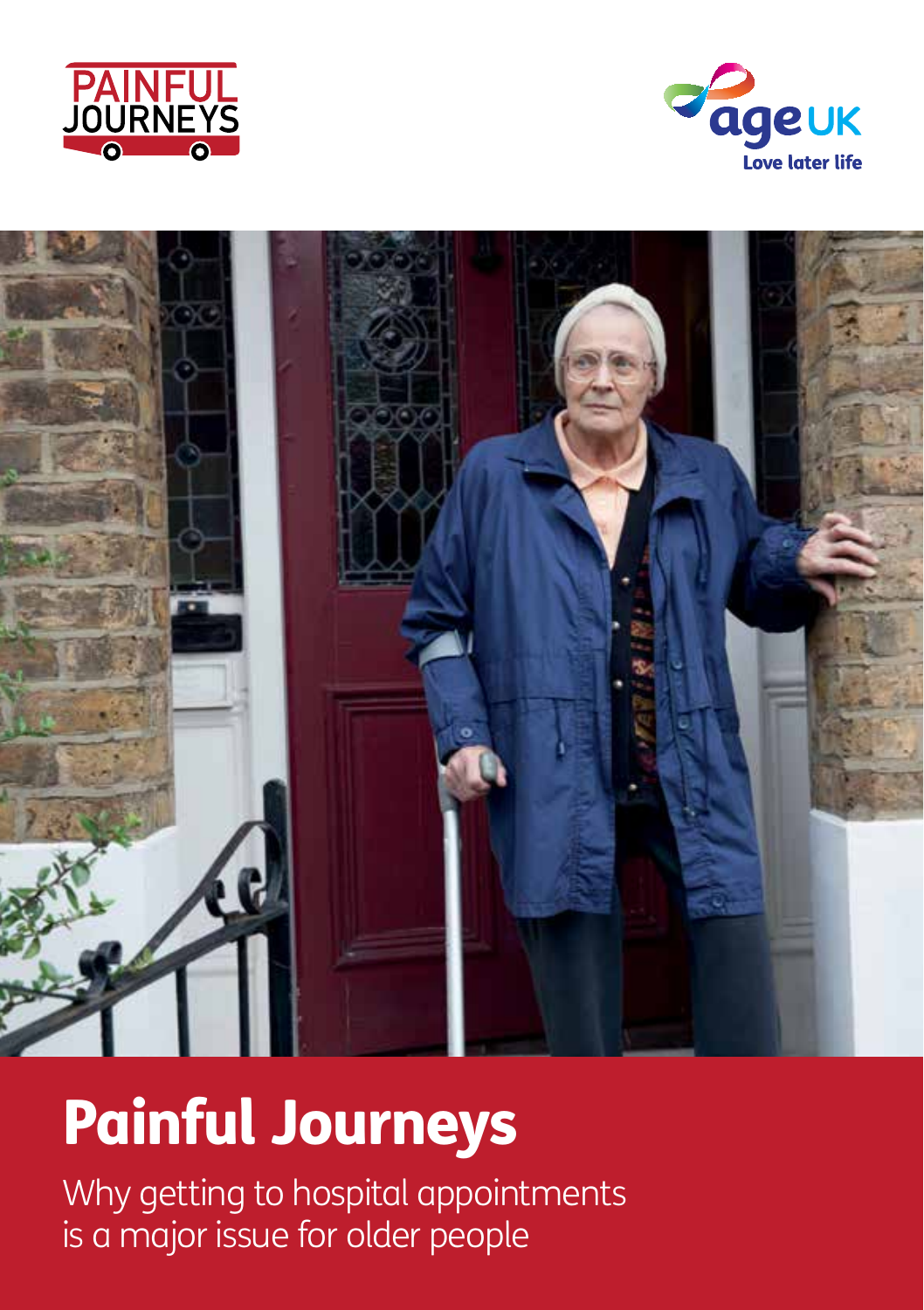PAINFUL JOURNEYS

age UK
Love later life

# Painful Journeys

Why getting to hospital appointments is a major issue for older people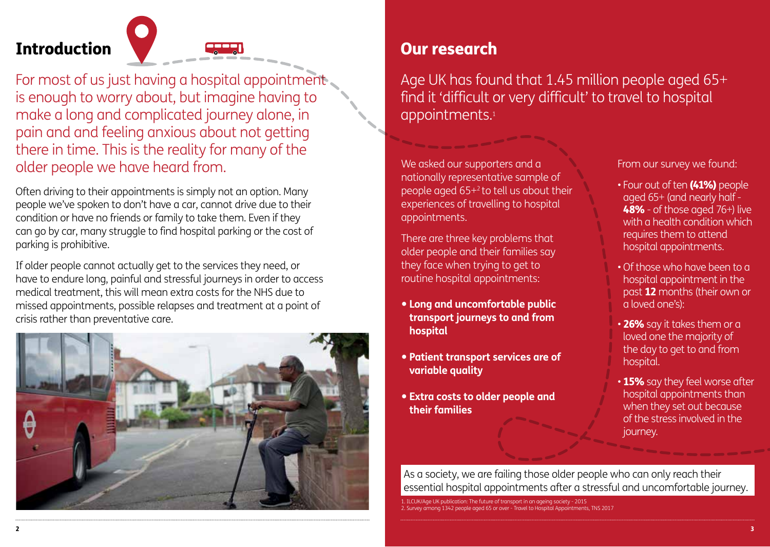## Introduction

For most of us just having a hospital appointment is enough to worry about, but imagine having to make a long and complicated journey alone, in pain and and feeling anxious about not getting there in time. This is the reality for many of the older people we have heard from.

Often driving to their appointments is simply not an option. Many people we've spoken to don't have a car, cannot drive due to their condition or have no friends or family to take them. Even if they can go by car, many struggle to find hospital parking or the cost of parking is prohibitive.

If older people cannot actually get to the services they need, or have to endure long, painful and stressful journeys in order to access medical treatment, this will mean extra costs for the NHS due to missed appointments, possible relapses and treatment at a point of crisis rather than preventative care.

## Our research

Age UK has found that 1.45 million people aged 65+ find it 'difficult or very difficult' to travel to hospital appointments.[1]

We asked our supporters and a nationally representative sample of people aged 65+[2] to tell us about their experiences of travelling to hospital appointments.

There are three key problems that older people and their families say they face when trying to get to routine hospital appointments:

- **Long and uncomfortable public transport journeys to and from hospital**
- **Patient transport services are of variable quality**
- **Extra costs to older people and their families**

From our survey we found:

- Four out of ten **(41%)** people aged 65+ (and nearly half - **48%** - of those aged 76+) live with a health condition which requires them to attend hospital appointments.
- Of those who have been to a hospital appointment in the past **12** months (their own or a loved one's):
- **26%** say it takes them or a loved one the majority of the day to get to and from hospital.
- **15%** say they feel worse after hospital appointments than when they set out because of the stress involved in the journey.

As a society, we are failing those older people who can only reach their essential hospital appointments after a stressful and uncomfortable journey.

1. ILCUK/Age UK publication: The future of transport in an ageing society - 2015
2. Survey among 1342 people aged 65 or over - Travel to Hospital Appointments, TNS 2017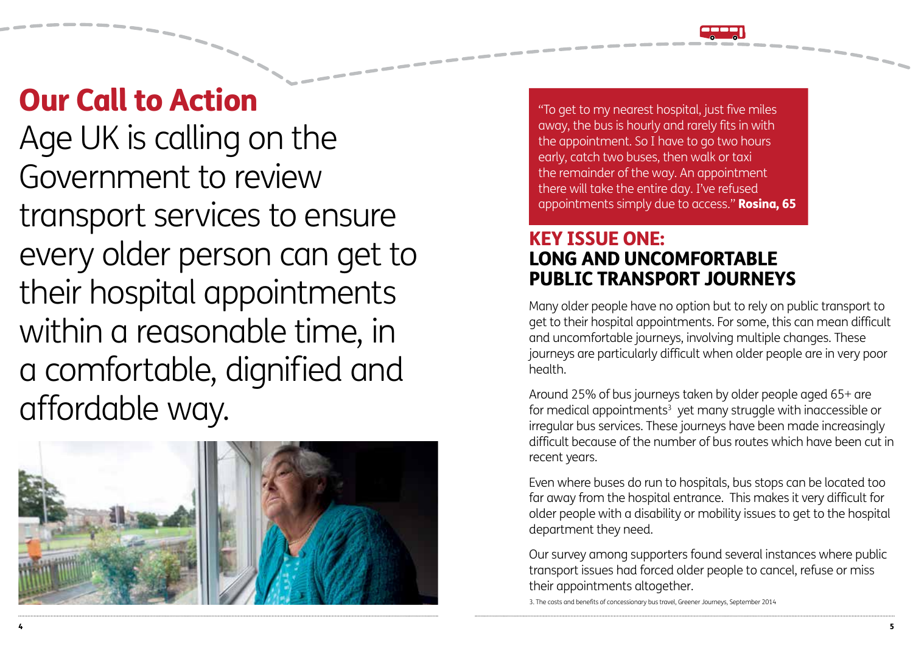# Our Call to Action

Age UK is calling on the Government to review transport services to ensure every older person can get to their hospital appointments within a reasonable time, in a comfortable, dignified and affordable way.

"To get to my nearest hospital, just five miles away, the bus is hourly and rarely fits in with the appointment. So I have to go two hours early, catch two buses, then walk or taxi the remainder of the way. An appointment there will take the entire day. I've refused appointments simply due to access." **Rosina, 65**

## KEY ISSUE ONE: LONG AND UNCOMFORTABLE PUBLIC TRANSPORT JOURNEYS

Many older people have no option but to rely on public transport to get to their hospital appointments. For some, this can mean difficult and uncomfortable journeys, involving multiple changes. These journeys are particularly difficult when older people are in very poor health.

Around 25% of bus journeys taken by older people aged 65+ are for medical appointments[3] yet many struggle with inaccessible or irregular bus services. These journeys have been made increasingly difficult because of the number of bus routes which have been cut in recent years.

Even where buses do run to hospitals, bus stops can be located too far away from the hospital entrance. This makes it very difficult for older people with a disability or mobility issues to get to the hospital department they need.

Our survey among supporters found several instances where public transport issues had forced older people to cancel, refuse or miss their appointments altogether.

3. The costs and benefits of concessionary bus travel, Greener Journeys, September 2014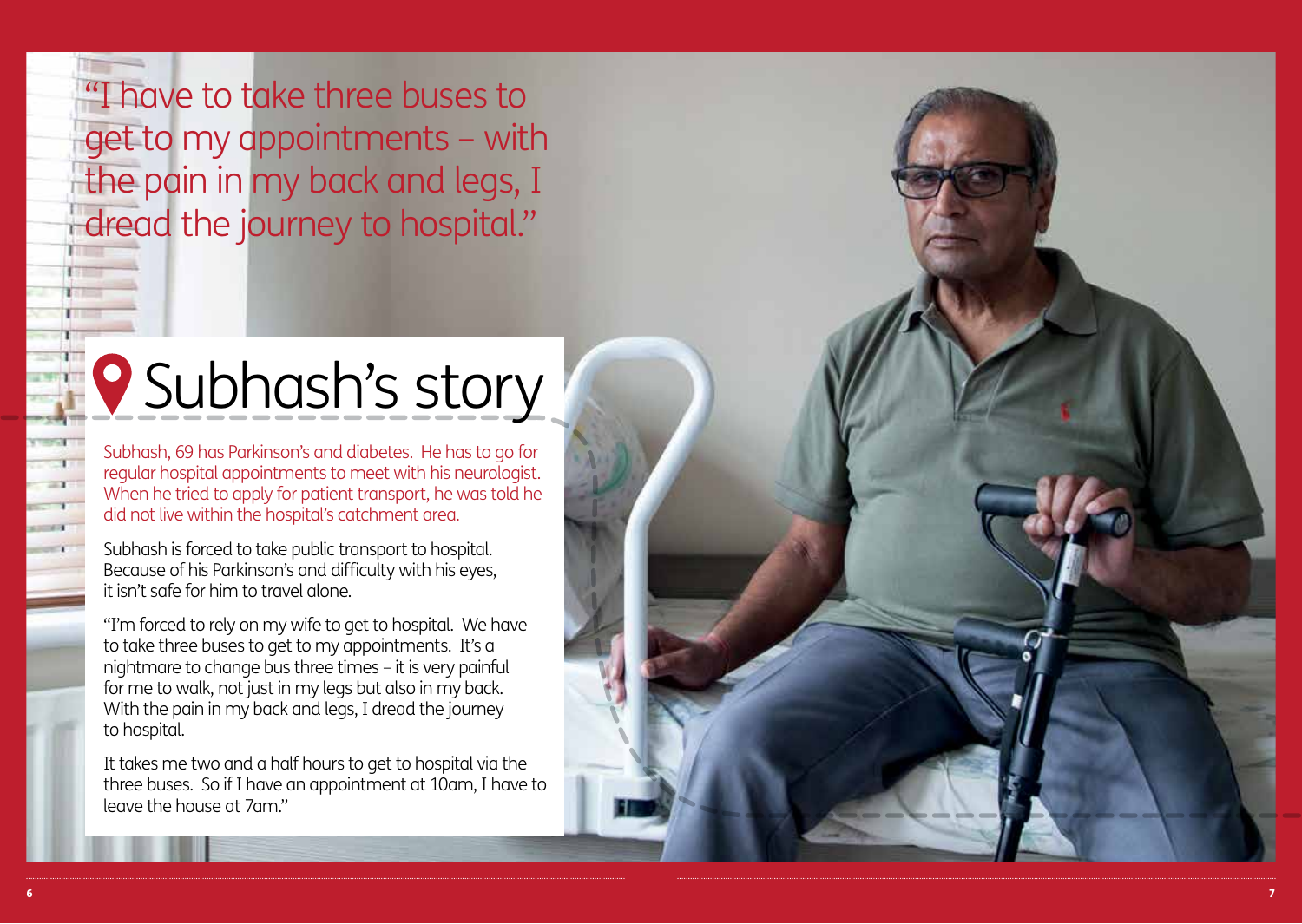"I have to take three buses to get to my appointments – with the pain in my back and legs, I dread the journey to hospital."

# Subhash's story

Subhash, 69 has Parkinson's and diabetes. He has to go for regular hospital appointments to meet with his neurologist. When he tried to apply for patient transport, he was told he did not live within the hospital's catchment area.

Subhash is forced to take public transport to hospital. Because of his Parkinson's and difficulty with his eyes, it isn't safe for him to travel alone.

"I'm forced to rely on my wife to get to hospital. We have to take three buses to get to my appointments. It's a nightmare to change bus three times – it is very painful for me to walk, not just in my legs but also in my back. With the pain in my back and legs, I dread the journey to hospital.

It takes me two and a half hours to get to hospital via the three buses. So if I have an appointment at 10am, I have to leave the house at 7am."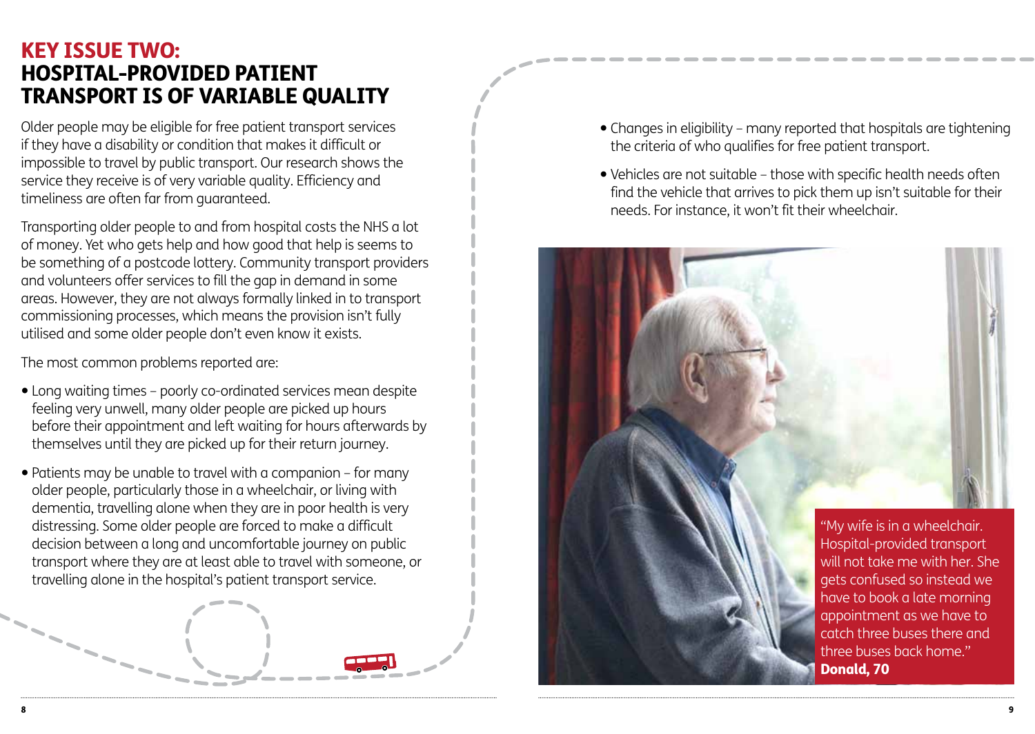## KEY ISSUE TWO: HOSPITAL-PROVIDED PATIENT TRANSPORT IS OF VARIABLE QUALITY

Older people may be eligible for free patient transport services if they have a disability or condition that makes it difficult or impossible to travel by public transport. Our research shows the service they receive is of very variable quality. Efficiency and timeliness are often far from guaranteed.

Transporting older people to and from hospital costs the NHS a lot of money. Yet who gets help and how good that help is seems to be something of a postcode lottery. Community transport providers and volunteers offer services to fill the gap in demand in some areas. However, they are not always formally linked in to transport commissioning processes, which means the provision isn't fully utilised and some older people don't even know it exists.

The most common problems reported are:

- Long waiting times – poorly co-ordinated services mean despite feeling very unwell, many older people are picked up hours before their appointment and left waiting for hours afterwards by themselves until they are picked up for their return journey.
- Patients may be unable to travel with a companion – for many older people, particularly those in a wheelchair, or living with dementia, travelling alone when they are in poor health is very distressing. Some older people are forced to make a difficult decision between a long and uncomfortable journey on public transport where they are at least able to travel with someone, or travelling alone in the hospital's patient transport service.
- Changes in eligibility – many reported that hospitals are tightening the criteria of who qualifies for free patient transport.
- Vehicles are not suitable – those with specific health needs often find the vehicle that arrives to pick them up isn't suitable for their needs. For instance, it won't fit their wheelchair.

"My wife is in a wheelchair. Hospital-provided transport will not take me with her. She gets confused so instead we have to book a late morning appointment as we have to catch three buses there and three buses back home."
**Donald, 70**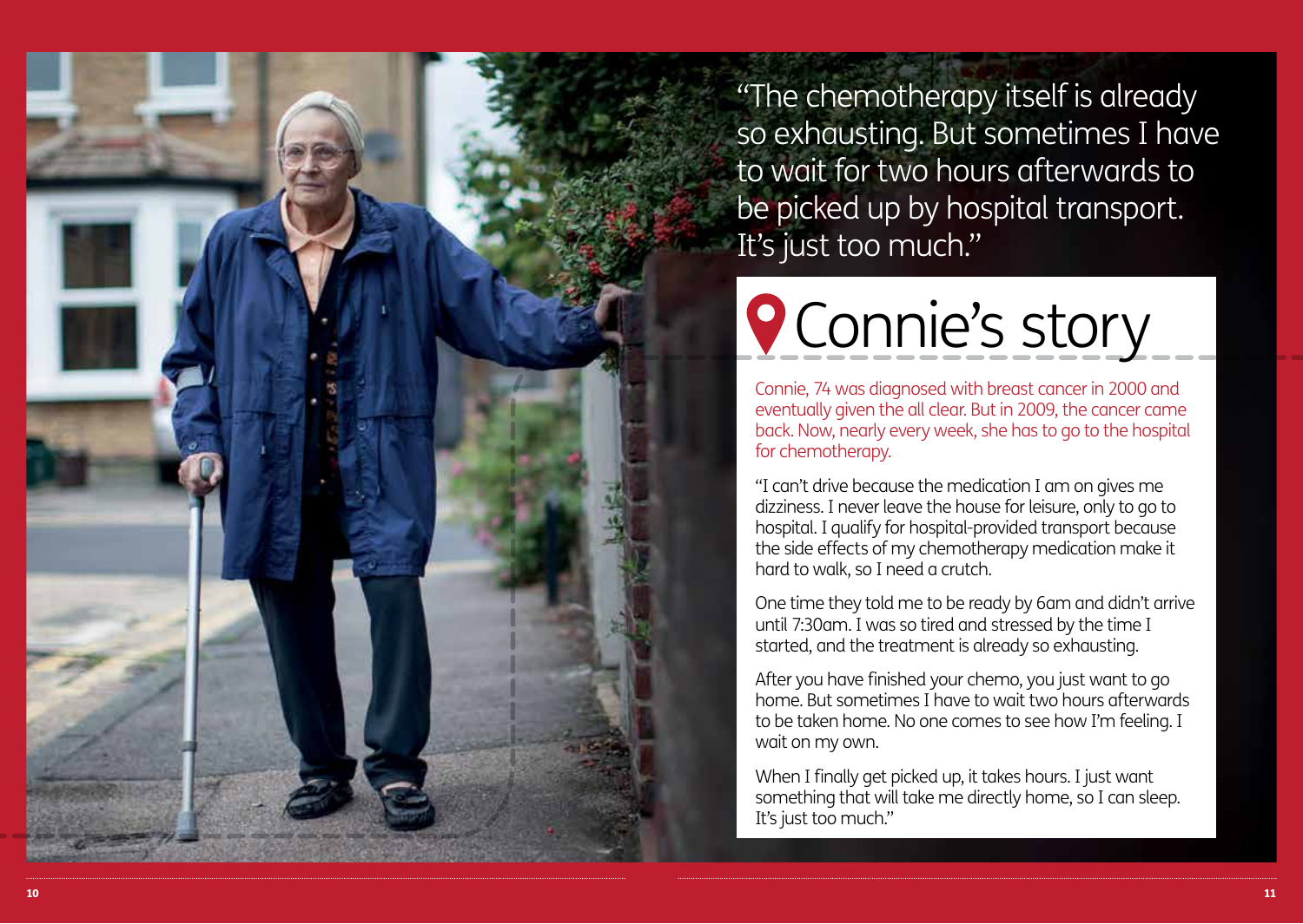"The chemotherapy itself is already so exhausting. But sometimes I have to wait for two hours afterwards to be picked up by hospital transport. It's just too much."

# Connie's story

Connie, 74 was diagnosed with breast cancer in 2000 and eventually given the all clear. But in 2009, the cancer came back. Now, nearly every week, she has to go to the hospital for chemotherapy.

"I can't drive because the medication I am on gives me dizziness. I never leave the house for leisure, only to go to hospital. I qualify for hospital-provided transport because the side effects of my chemotherapy medication make it hard to walk, so I need a crutch.

One time they told me to be ready by 6am and didn't arrive until 7:30am. I was so tired and stressed by the time I started, and the treatment is already so exhausting.

After you have finished your chemo, you just want to go home. But sometimes I have to wait two hours afterwards to be taken home. No one comes to see how I'm feeling. I wait on my own.

When I finally get picked up, it takes hours. I just want something that will take me directly home, so I can sleep. It's just too much."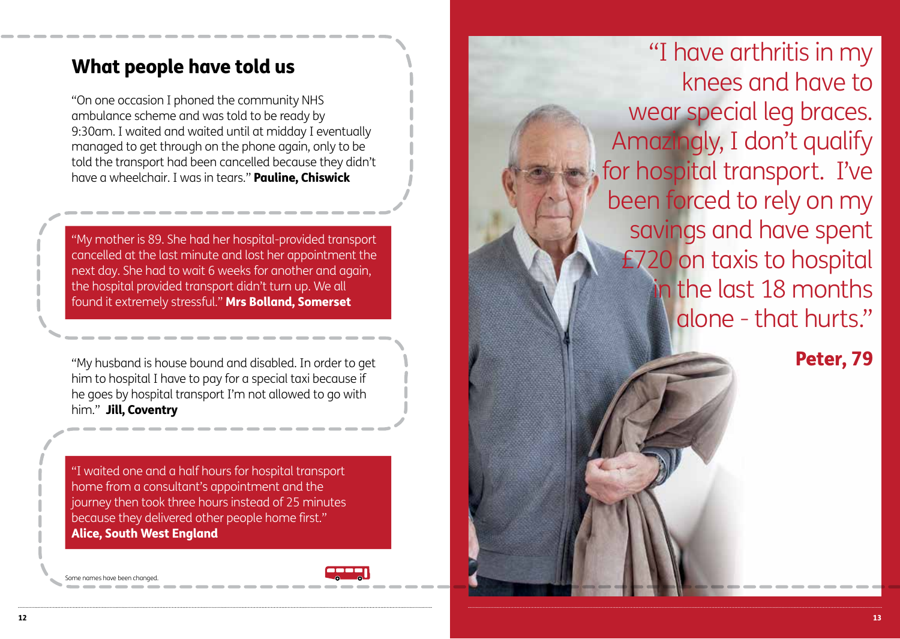## What people have told us

"On one occasion I phoned the community NHS ambulance scheme and was told to be ready by 9:30am. I waited and waited until at midday I eventually managed to get through on the phone again, only to be told the transport had been cancelled because they didn't have a wheelchair. I was in tears." **Pauline, Chiswick**

"My mother is 89. She had her hospital-provided transport cancelled at the last minute and lost her appointment the next day. She had to wait 6 weeks for another and again, the hospital provided transport didn't turn up. We all found it extremely stressful." **Mrs Bolland, Somerset**

"My husband is house bound and disabled. In order to get him to hospital I have to pay for a special taxi because if he goes by hospital transport I'm not allowed to go with him." **Jill, Coventry**

"I waited one and a half hours for hospital transport home from a consultant's appointment and the journey then took three hours instead of 25 minutes because they delivered other people home first." **Alice, South West England**

Some names have been changed.

"I have arthritis in my knees and have to wear special leg braces. Amazingly, I don't qualify for hospital transport. I've been forced to rely on my savings and have spent £720 on taxis to hospital in the last 18 months alone - that hurts."

**Peter, 79**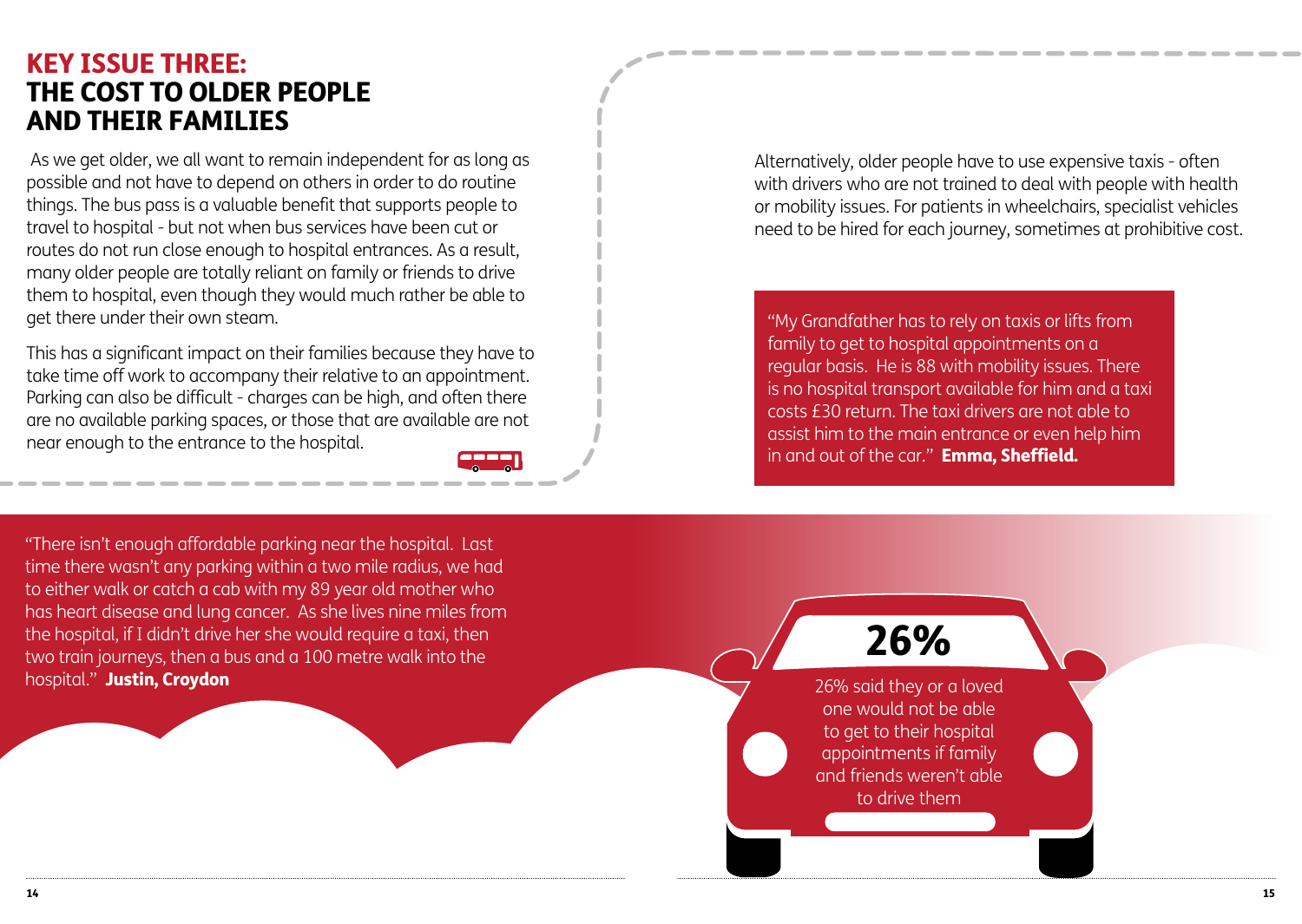## KEY ISSUE THREE: THE COST TO OLDER PEOPLE AND THEIR FAMILIES

As we get older, we all want to remain independent for as long as possible and not have to depend on others in order to do routine things. The bus pass is a valuable benefit that supports people to travel to hospital - but not when bus services have been cut or routes do not run close enough to hospital entrances. As a result, many older people are totally reliant on family or friends to drive them to hospital, even though they would much rather be able to get there under their own steam.

This has a significant impact on their families because they have to take time off work to accompany their relative to an appointment. Parking can also be difficult - charges can be high, and often there are no available parking spaces, or those that are available are not near enough to the entrance to the hospital.

"There isn't enough affordable parking near the hospital. Last time there wasn't any parking within a two mile radius, we had to either walk or catch a cab with my 89 year old mother who has heart disease and lung cancer. As she lives nine miles from the hospital, if I didn't drive her she would require a taxi, then two train journeys, then a bus and a 100 metre walk into the hospital." **Justin, Croydon**

Alternatively, older people have to use expensive taxis - often with drivers who are not trained to deal with people with health or mobility issues. For patients in wheelchairs, specialist vehicles need to be hired for each journey, sometimes at prohibitive cost.

"My Grandfather has to rely on taxis or lifts from family to get to hospital appointments on a regular basis. He is 88 with mobility issues. There is no hospital transport available for him and a taxi costs £30 return. The taxi drivers are not able to assist him to the main entrance or even help him in and out of the car." **Emma, Sheffield.**

**26%**

26% said they or a loved one would not be able to get to their hospital appointments if family and friends weren't able to drive them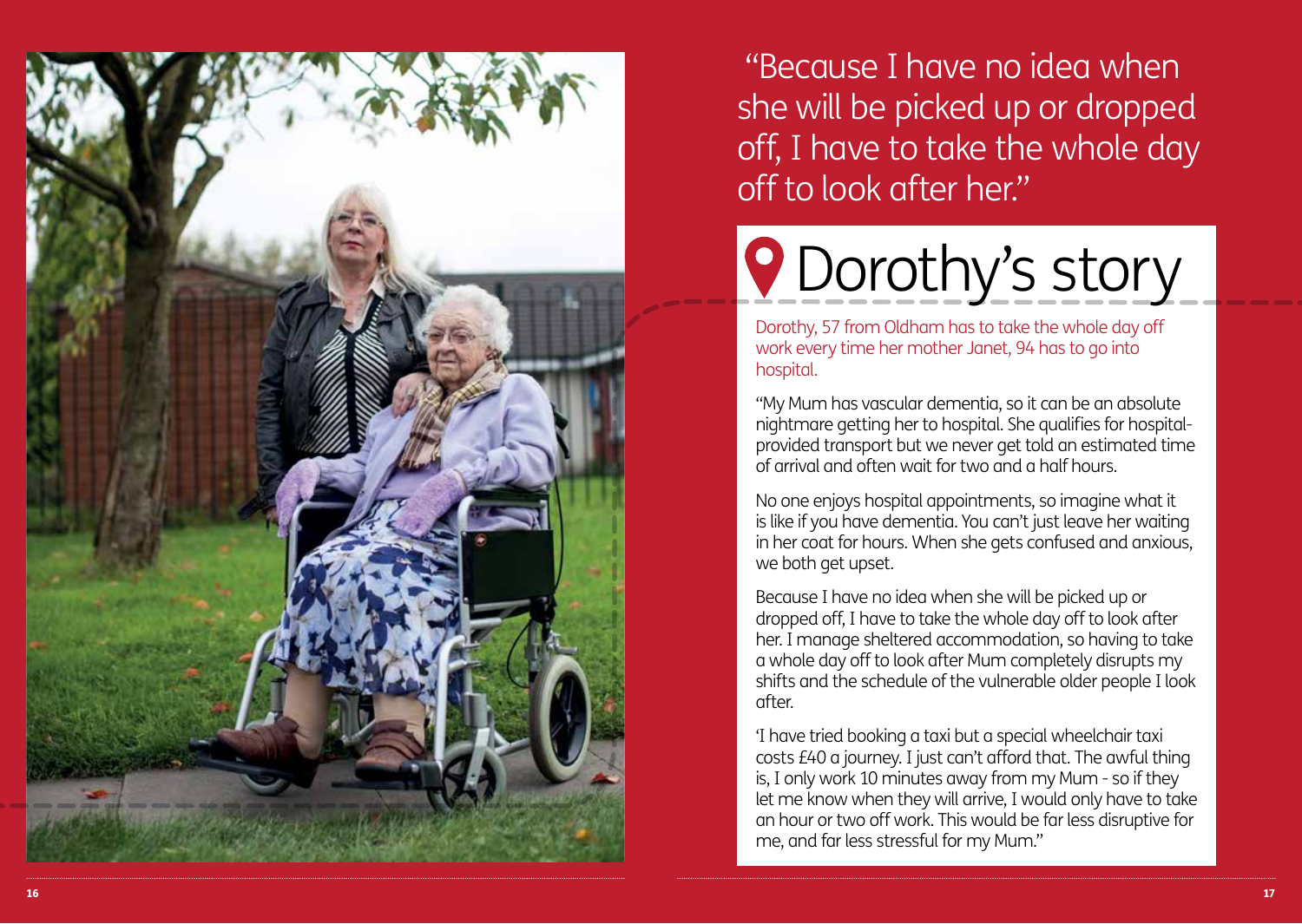"Because I have no idea when she will be picked up or dropped off, I have to take the whole day off to look after her."

# Dorothy's story

Dorothy, 57 from Oldham has to take the whole day off work every time her mother Janet, 94 has to go into hospital.

"My Mum has vascular dementia, so it can be an absolute nightmare getting her to hospital. She qualifies for hospital-provided transport but we never get told an estimated time of arrival and often wait for two and a half hours.

No one enjoys hospital appointments, so imagine what it is like if you have dementia. You can't just leave her waiting in her coat for hours. When she gets confused and anxious, we both get upset.

Because I have no idea when she will be picked up or dropped off, I have to take the whole day off to look after her. I manage sheltered accommodation, so having to take a whole day off to look after Mum completely disrupts my shifts and the schedule of the vulnerable older people I look after.

'I have tried booking a taxi but a special wheelchair taxi costs £40 a journey. I just can't afford that. The awful thing is, I only work 10 minutes away from my Mum - so if they let me know when they will arrive, I would only have to take an hour or two off work. This would be far less disruptive for me, and far less stressful for my Mum."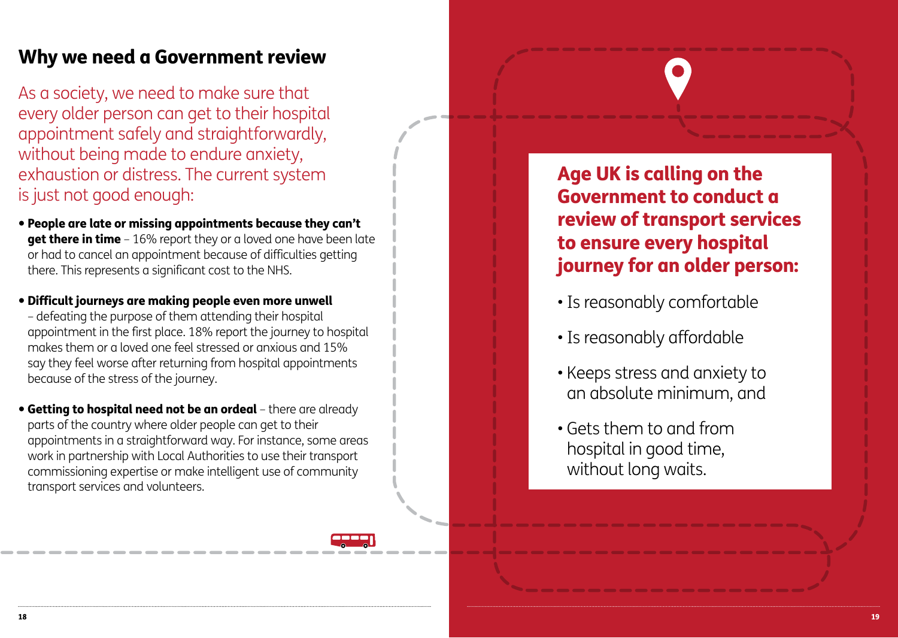## Why we need a Government review

As a society, we need to make sure that every older person can get to their hospital appointment safely and straightforwardly, without being made to endure anxiety, exhaustion or distress. The current system is just not good enough:

- **People are late or missing appointments because they can't get there in time** – 16% report they or a loved one have been late or had to cancel an appointment because of difficulties getting there. This represents a significant cost to the NHS.
- **Difficult journeys are making people even more unwell** – defeating the purpose of them attending their hospital appointment in the first place. 18% report the journey to hospital makes them or a loved one feel stressed or anxious and 15% say they feel worse after returning from hospital appointments because of the stress of the journey.
- **Getting to hospital need not be an ordeal** – there are already parts of the country where older people can get to their appointments in a straightforward way. For instance, some areas work in partnership with Local Authorities to use their transport commissioning expertise or make intelligent use of community transport services and volunteers.

**Age UK is calling on the Government to conduct a review of transport services to ensure every hospital journey for an older person:**

- Is reasonably comfortable
- Is reasonably affordable
- Keeps stress and anxiety to an absolute minimum, and
- Gets them to and from hospital in good time, without long waits.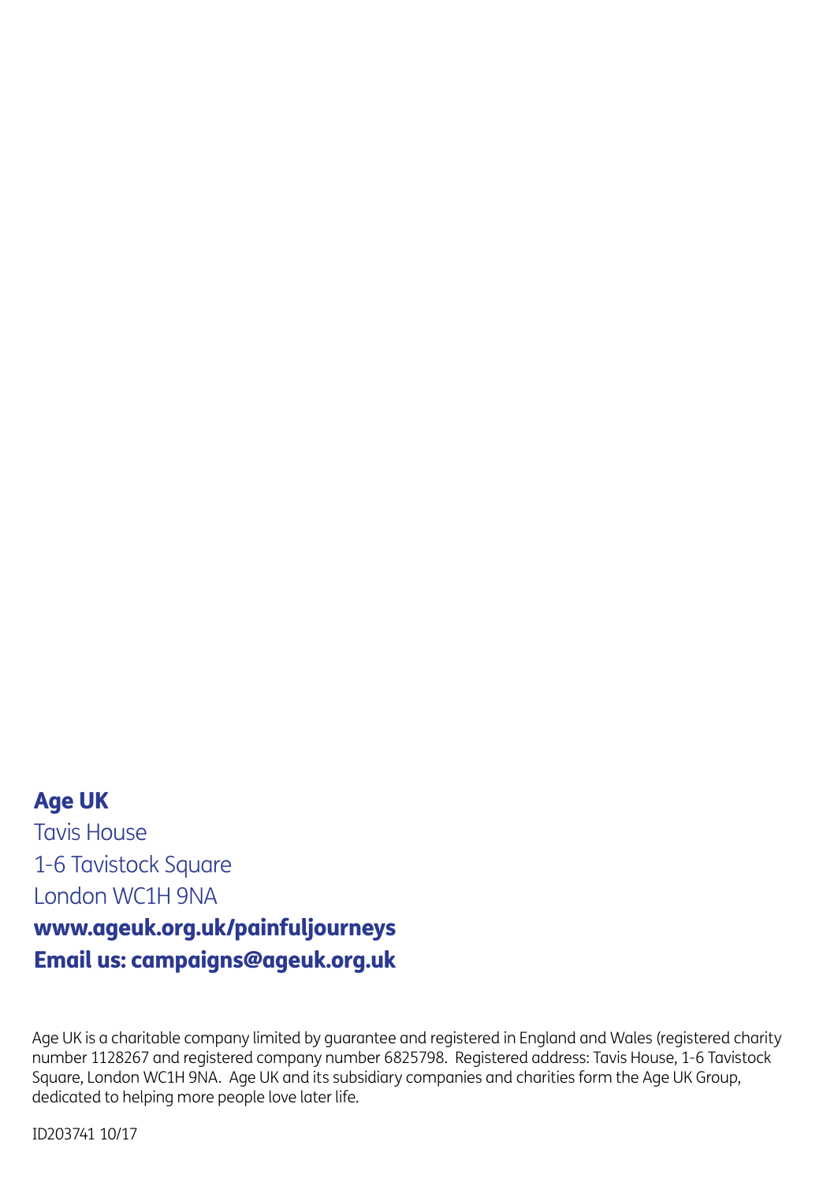**Age UK**
Tavis House
1-6 Tavistock Square
London WC1H 9NA
**www.ageuk.org.uk/painfuljourneys**
**Email us: campaigns@ageuk.org.uk**

Age UK is a charitable company limited by guarantee and registered in England and Wales (registered charity number 1128267 and registered company number 6825798. Registered address: Tavis House, 1-6 Tavistock Square, London WC1H 9NA. Age UK and its subsidiary companies and charities form the Age UK Group, dedicated to helping more people love later life.

ID203741 10/17